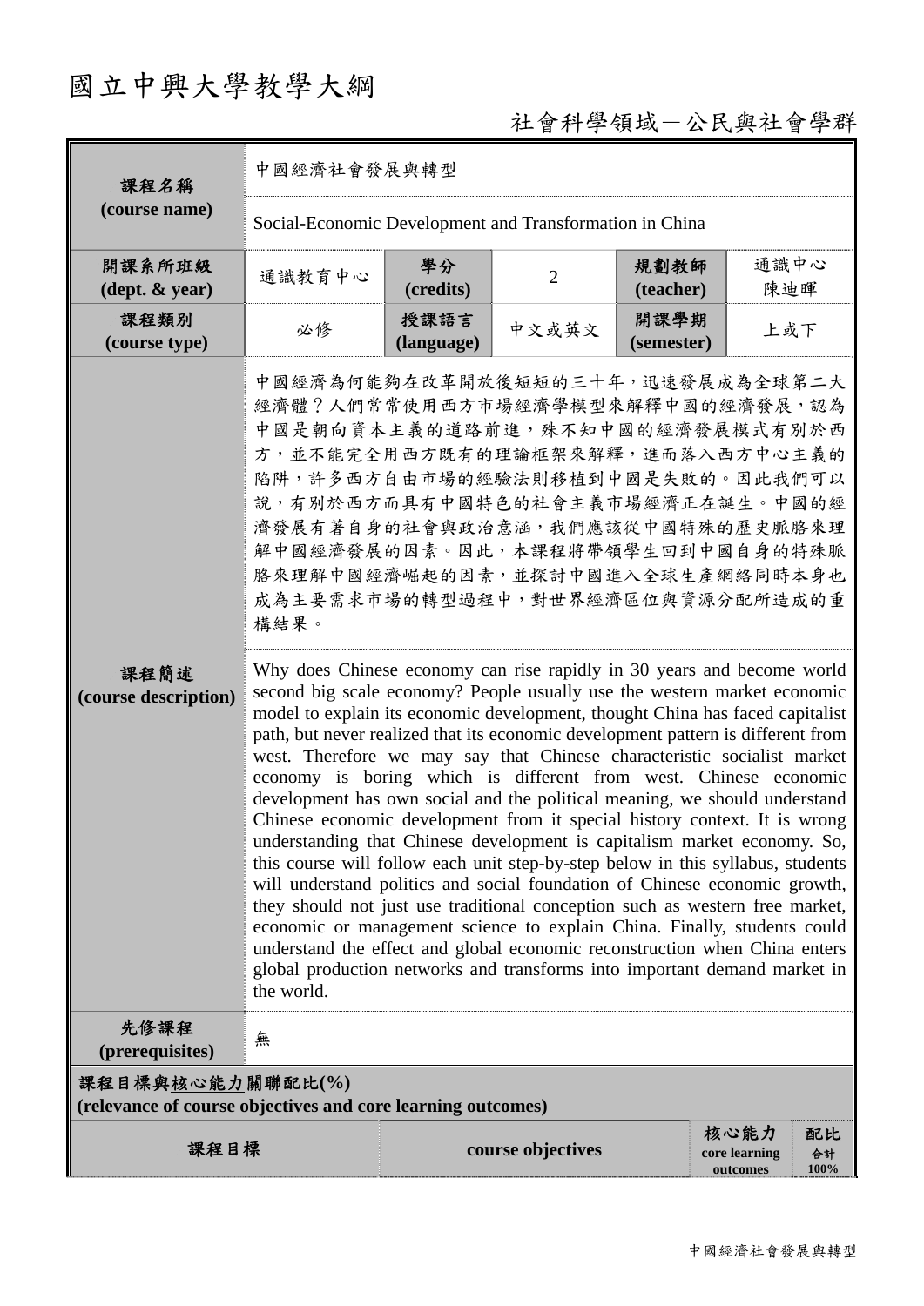# 國立中興大學教學大綱

社會科學領域－公民與社會學群

| 課程名稱 (course name) | 中國經濟社會發展與轉型 | | | | |
|---|---|---|---|---|---|
| | Social-Economic Development and Transformation in China | | | | |
| 開課系所班級 (dept. & year) | 通識教育中心 | 學分 (credits) | 2 | 規劃教師 (teacher) | 通識中心 陳迪暉 |
| 課程類別 (course type) | 必修 | 授課語言 (language) | 中文或英文 | 開課學期 (semester) | 上或下 |
| 課程簡述 (course description) | 中國經濟為何能夠在改革開放後短短的三十年，迅速發展成為全球第二大經濟體？人們常常使用西方市場經濟學模型來解釋中國的經濟發展，認為中國是朝向資本主義的道路前進，殊不知中國的經濟發展模式有別於西方，並不能完全用西方既有的理論框架來解釋，進而落入西方中心主義的陷阱，許多西方自由市場的經驗法則移植到中國是失敗的。因此我們可以說，有別於西方而具有中國特色的社會主義市場經濟正在誕生。中國的經濟發展有著自身的社會與政治意涵，我們應該從中國特殊的歷史脈絡來理解中國經濟發展的因素。因此，本課程將帶領學生回到中國自身的特殊脈絡來理解中國經濟崛起的因素，並探討中國進入全球生產網絡同時本身也成為主要需求市場的轉型過程中，對世界經濟區位與資源分配所造成的重構結果。 | | | | |
| | Why does Chinese economy can rise rapidly in 30 years and become world second big scale economy? People usually use the western market economic model to explain its economic development, thought China has faced capitalist path, but never realized that its economic development pattern is different from west. Therefore we may say that Chinese characteristic socialist market economy is boring which is different from west. Chinese economic development has own social and the political meaning, we should understand Chinese economic development from it special history context. It is wrong understanding that Chinese development is capitalism market economy. So, this course will follow each unit step-by-step below in this syllabus, students will understand politics and social foundation of Chinese economic growth, they should not just use traditional conception such as western free market, economic or management science to explain China. Finally, students could understand the effect and global economic reconstruction when China enters global production networks and transforms into important demand market in the world. | | | | |
| 先修課程 (prerequisites) | 無 | | | | |

**課程目標與核心能力關聯配比(%)**
**(relevance of course objectives and core learning outcomes)**

| 課程目標 | course objectives | 核心能力 core learning outcomes | 配比 合計 100% |
|---|---|---|---|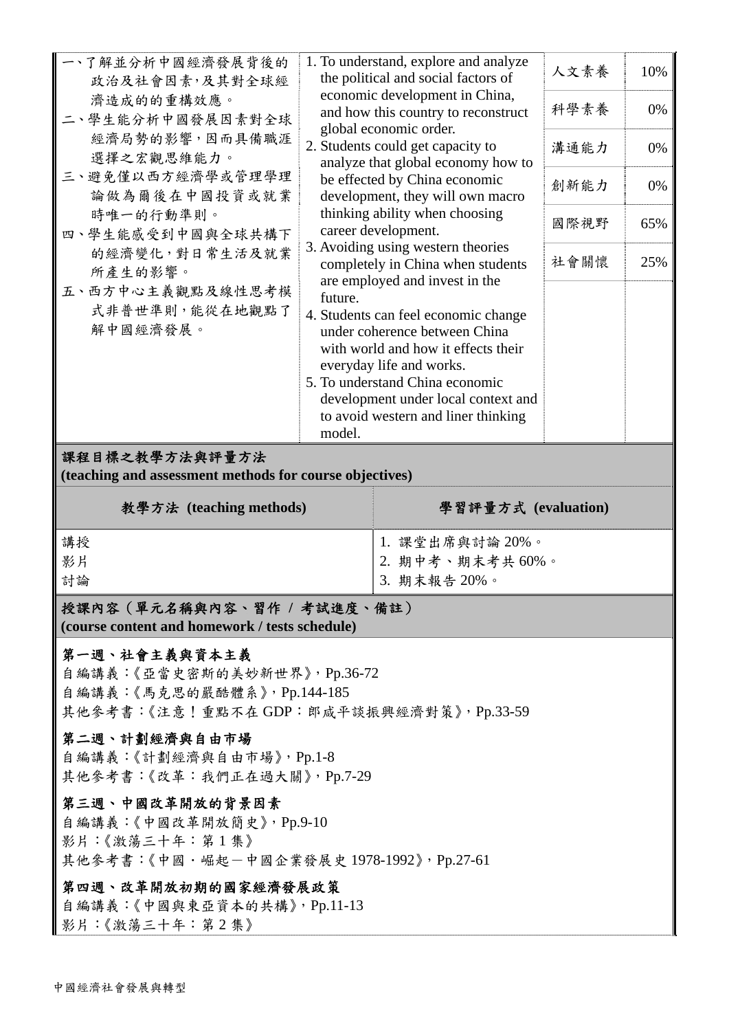| | | | |
|---|---|---|---|
| 一、了解並分析中國經濟發展背後的政治及社會因素，及其對全球經濟造成的的重構效應。<br>二、學生能分析中國發展因素對全球經濟局勢的影響，因而具備職涯選擇之宏觀思維能力。<br>三、避免僅以西方經濟學或管理學理論做為爾後在中國投資或就業時唯一的行動準則。<br>四、學生能感受到中國與全球共構下的經濟變化，對日常生活及就業所產生的影響。<br>五、西方中心主義觀點及線性思考模式非普世準則，能從在地觀點了解中國經濟發展。 | 1. To understand, explore and analyze the political and social factors of economic development in China, and how this country to reconstruct global economic order.<br>2. Students could get capacity to analyze that global economy how to be effected by China economic development, they will own macro thinking ability when choosing career development.<br>3. Avoiding using western theories completely in China when students are employed and invest in the future.<br>4. Students can feel economic change under coherence between China with world and how it effects their everyday life and works.<br>5. To understand China economic development under local context and to avoid western and liner thinking model. | 人文素養 | 10% |
| | | 科學素養 | 0% |
| | | 溝通能力 | 0% |
| | | 創新能力 | 0% |
| | | 國際視野 | 65% |
| | | 社會關懷 | 25% |

**課程目標之教學方法與評量方法**
**(teaching and assessment methods for course objectives)**

| 教學方法 (teaching methods) | 學習評量方式 (evaluation) |
|---|---|
| 講授<br>影片<br>討論 | 1. 課堂出席與討論 20%。<br>2. 期中考、期末考共 60%。<br>3. 期末報告 20%。 |

**授課內容（單元名稱與內容、習作 / 考試進度、備註）**
**(course content and homework / tests schedule)**

**第一週、社會主義與資本主義**
自編講義：《亞當史密斯的美妙新世界》，Pp.36-72
自編講義：《馬克思的嚴酷體系》，Pp.144-185
其他參考書：《注意！重點不在 GDP：郎咸平談振興經濟對策》，Pp.33-59

**第二週、計劃經濟與自由市場**
自編講義：《計劃經濟與自由市場》，Pp.1-8
其他參考書：《改革：我們正在過大關》，Pp.7-29

**第三週、中國改革開放的背景因素**
自編講義：《中國改革開放簡史》，Pp.9-10
影片：《激蕩三十年：第 1 集》
其他參考書：《中國‧崛起－中國企業發展史 1978-1992》，Pp.27-61

**第四週、改革開放初期的國家經濟發展政策**
自編講義：《中國與東亞資本的共構》，Pp.11-13
影片：《激蕩三十年：第 2 集》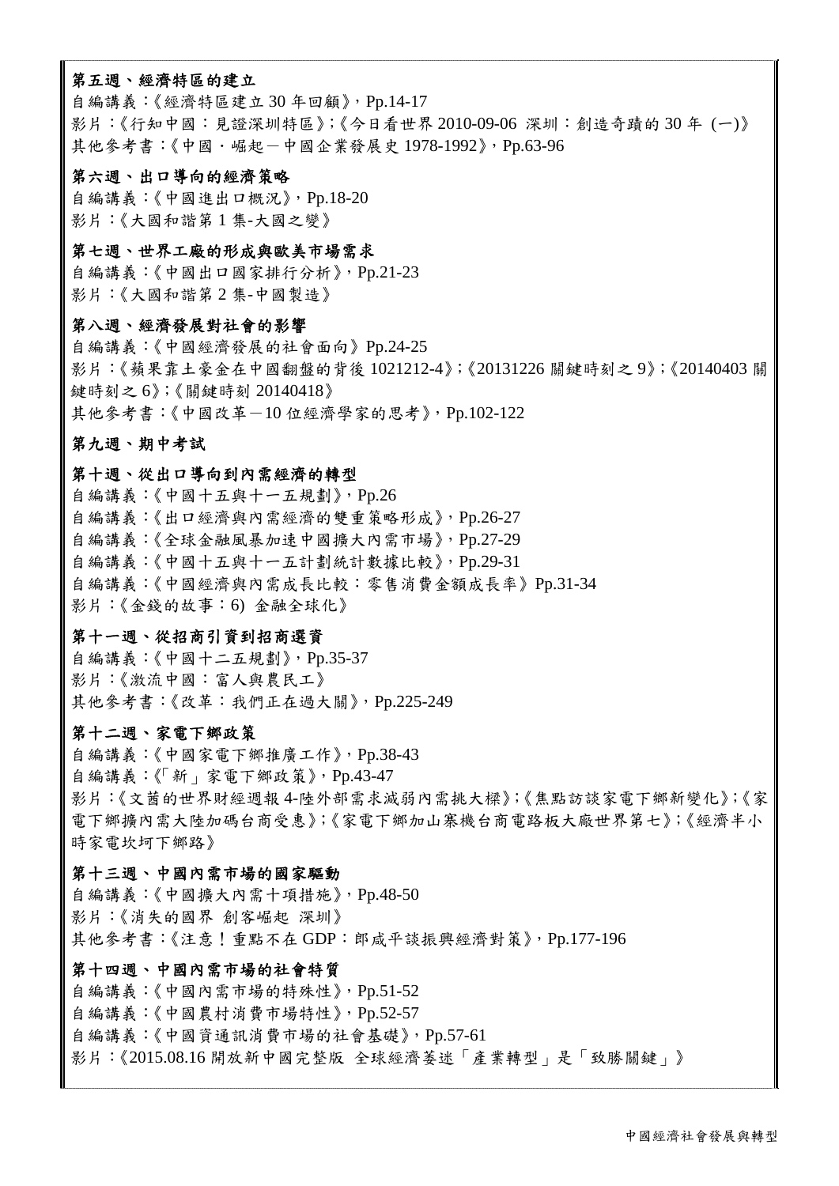**第五週、經濟特區的建立**

自編講義：《經濟特區建立 30 年回顧》，Pp.14-17

影片：《行知中國：見證深圳特區》；《今日看世界 2010-09-06 深圳：創造奇蹟的 30 年 (一)》

其他參考書：《中國．崛起－中國企業發展史 1978-1992》，Pp.63-96

**第六週、出口導向的經濟策略**

自編講義：《中國進出口概況》，Pp.18-20

影片：《大國和諧第 1 集-大國之變》

**第七週、世界工廠的形成與歐美市場需求**

自編講義：《中國出口國家排行分析》，Pp.21-23

影片：《大國和諧第 2 集-中國製造》

**第八週、經濟發展對社會的影響**

自編講義：《中國經濟發展的社會面向》Pp.24-25

影片：《蘋果靠土豪金在中國翻盤的背後 1021212-4》；《20131226 關鍵時刻之 9》；《20140403 關鍵時刻之 6》；《關鍵時刻 20140418》

其他參考書：《中國改革－10 位經濟學家的思考》，Pp.102-122

**第九週、期中考試**

**第十週、從出口導向到內需經濟的轉型**

自編講義：《中國十五與十一五規劃》，Pp.26

自編講義：《出口經濟與內需經濟的雙重策略形成》，Pp.26-27

自編講義：《全球金融風暴加速中國擴大內需市場》，Pp.27-29

自編講義：《中國十五與十一五計劃統計數據比較》，Pp.29-31

自編講義：《中國經濟與內需成長比較：零售消費金額成長率》Pp.31-34

影片：《金錢的故事：6) 金融全球化》

**第十一週、從招商引資到招商選資**

自編講義：《中國十二五規劃》，Pp.35-37

影片：《激流中國：富人與農民工》

其他參考書：《改革：我們正在過大關》，Pp.225-249

**第十二週、家電下鄉政策**

自編講義：《中國家電下鄉推廣工作》，Pp.38-43

自編講義：《「新」家電下鄉政策》，Pp.43-47

影片：《文茜的世界財經週報 4-陸外部需求減弱內需挑大樑》；《焦點訪談家電下鄉新變化》；《家電下鄉擴內需大陸加碼台商受惠》；《家電下鄉加山寨機台商電路板大廠世界第七》；《經濟半小時家電坎坷下鄉路》

**第十三週、中國內需市場的國家驅動**

自編講義：《中國擴大內需十項措施》，Pp.48-50

影片：《消失的國界 創客崛起 深圳》

其他參考書：《注意！重點不在 GDP：郎咸平談振興經濟對策》，Pp.177-196

**第十四週、中國內需市場的社會特質**

自編講義：《中國內需市場的特殊性》，Pp.51-52

自編講義：《中國農村消費市場特性》，Pp.52-57

自編講義：《中國資通訊消費市場的社會基礎》，Pp.57-61

影片：《2015.08.16 開放新中國完整版 全球經濟萎迷「產業轉型」是「致勝關鍵」》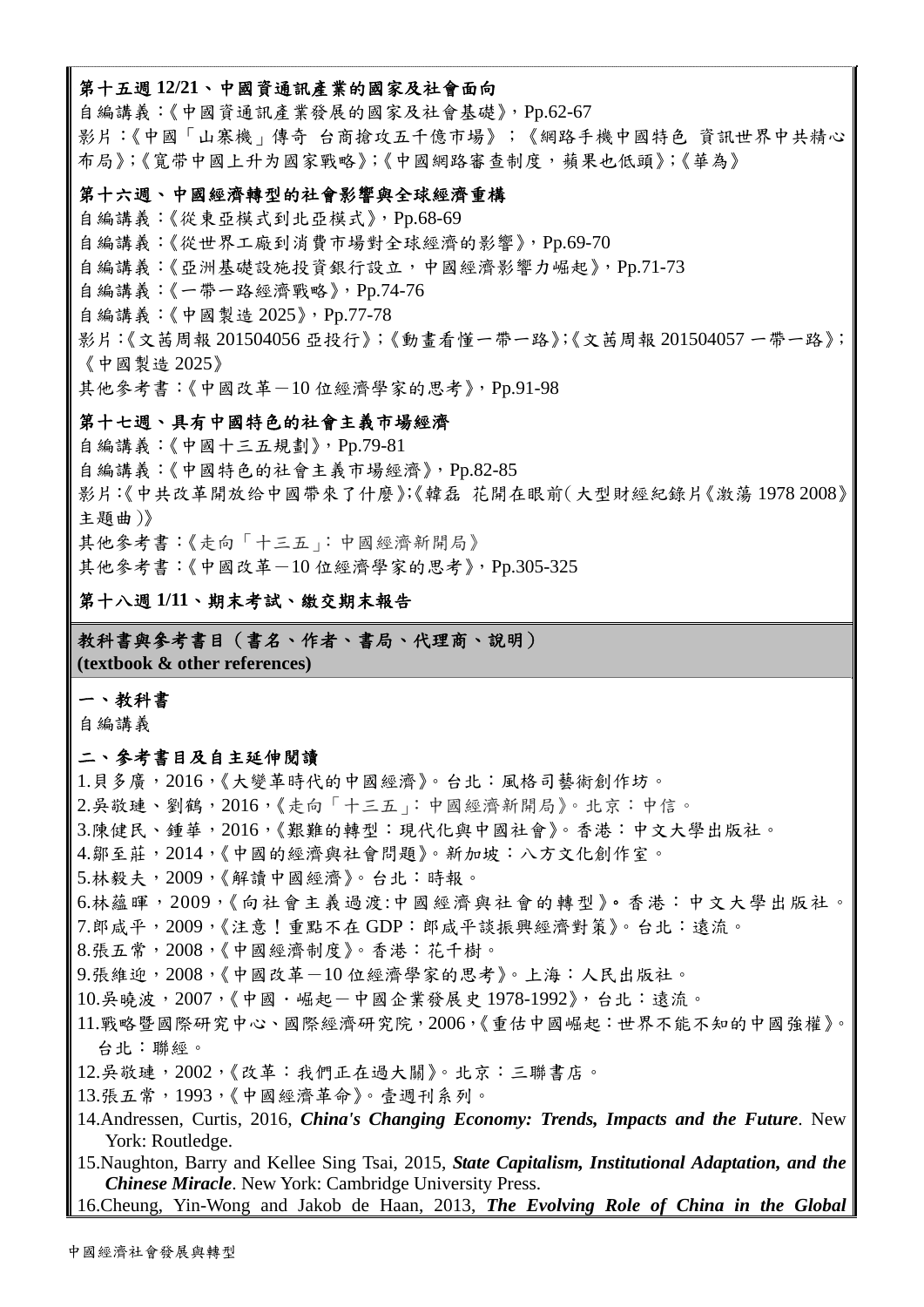**第十五週 12/21、中國資通訊產業的國家及社會面向**

自編講義：《中國資通訊產業發展的國家及社會基礎》，Pp.62-67

影片：《中國「山寨機」傳奇 台商搶攻五千億市場》；《網路手機中國特色 資訊世界中共精心布局》;《寬带中國上升为國家戰略》;《中國網路審查制度，蘋果也低頭》;《華為》

**第十六週、中國經濟轉型的社會影響與全球經濟重構**

自編講義：《從東亞模式到北亞模式》，Pp.68-69

自編講義：《從世界工廠到消費市場對全球經濟的影響》，Pp.69-70

自編講義：《亞洲基礎設施投資銀行設立，中國經濟影響力崛起》，Pp.71-73

自編講義：《一帶一路經濟戰略》，Pp.74-76

自編講義：《中國製造 2025》，Pp.77-78

影片：《文茜周報 201504056 亞投行》;《動畫看懂一帶一路》;《文茜周報 201504057 一帶一路》;《中國製造 2025》

其他參考書：《中國改革－10 位經濟學家的思考》，Pp.91-98

**第十七週、具有中國特色的社會主義市場經濟**

自編講義：《中國十三五規劃》，Pp.79-81

自編講義：《中國特色的社會主義市場經濟》，Pp.82-85

影片：《中共改革開放给中國帶來了什麼》;《韓磊 花開在眼前（大型財經紀錄片《激蕩 1978 2008》主題曲）》

其他參考書：《走向「十三五」：中國經濟新開局》

其他參考書：《中國改革－10 位經濟學家的思考》，Pp.305-325

**第十八週 1/11、期末考試、繳交期末報告**

**教科書與參考書目（書名、作者、書局、代理商、說明）**
**(textbook & other references)**

**一、教科書**

自編講義

**二、參考書目及自主延伸閱讀**

1.貝多廣，2016，《大變革時代的中國經濟》。台北：風格司藝術創作坊。
2.吳敬璉、劉鶴，2016，《走向「十三五」：中國經濟新開局》。北京：中信。
3.陳健民、鍾華，2016，《艱難的轉型：現代化與中國社會》。香港：中文大學出版社。
4.鄒至莊，2014，《中國的經濟與社會問題》。新加坡：八方文化創作室。
5.林毅夫，2009，《解讀中國經濟》。台北：時報。
6.林蘊暉，2009，《向社會主義過渡:中國經濟與社會的轉型》。香港：中文大學出版社。
7.郎咸平，2009，《注意！重點不在 GDP：郎咸平談振興經濟對策》。台北：遠流。
8.張五常，2008，《中國經濟制度》。香港：花千樹。
9.張維迎，2008，《中國改革－10 位經濟學家的思考》。上海：人民出版社。
10.吳曉波，2007，《中國・崛起－中國企業發展史 1978-1992》，台北：遠流。
11.戰略暨國際研究中心、國際經濟研究院，2006，《重估中國崛起：世界不能不知的中國強權》。台北：聯經。
12.吳敬璉，2002，《改革：我們正在過大關》。北京：三聯書店。
13.張五常，1993，《中國經濟革命》。壹週刊系列。
14.Andressen, Curtis, 2016, ***China's Changing Economy: Trends, Impacts and the Future***. New York: Routledge.
15.Naughton, Barry and Kellee Sing Tsai, 2015, ***State Capitalism, Institutional Adaptation, and the Chinese Miracle***. New York: Cambridge University Press.
16.Cheung, Yin-Wong and Jakob de Haan, 2013, ***The Evolving Role of China in the Global***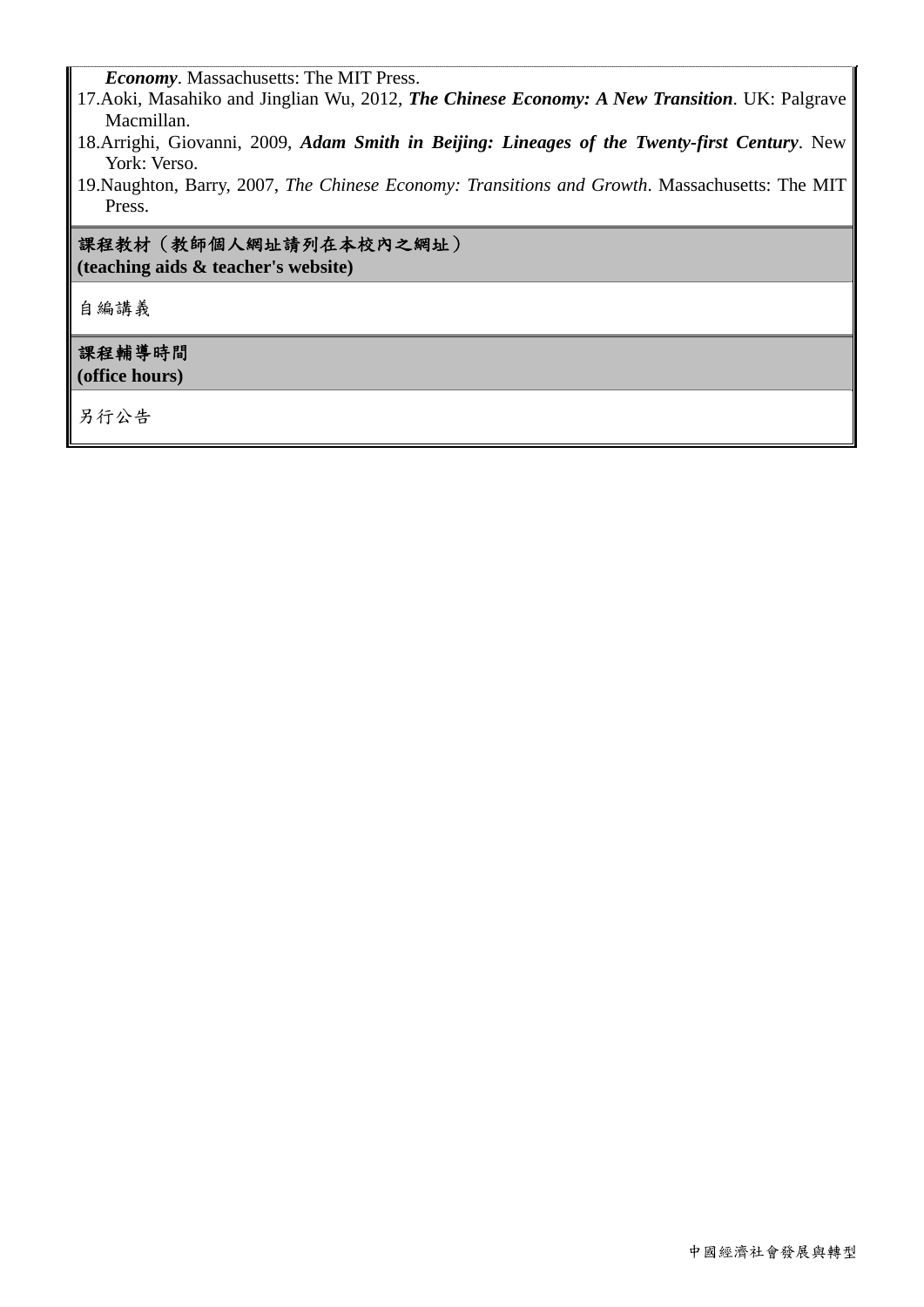***Economy***. Massachusetts: The MIT Press.

17. Aoki, Masahiko and Jinglian Wu, 2012, ***The Chinese Economy: A New Transition***. UK: Palgrave Macmillan.
18. Arrighi, Giovanni, 2009, ***Adam Smith in Beijing: Lineages of the Twenty-first Century***. New York: Verso.
19. Naughton, Barry, 2007, *The Chinese Economy: Transitions and Growth*. Massachusetts: The MIT Press.

**課程教材（教師個人網址請列在本校內之網址）**
**(teaching aids & teacher's website)**

自編講義

**課程輔導時間**
**(office hours)**

另行公告